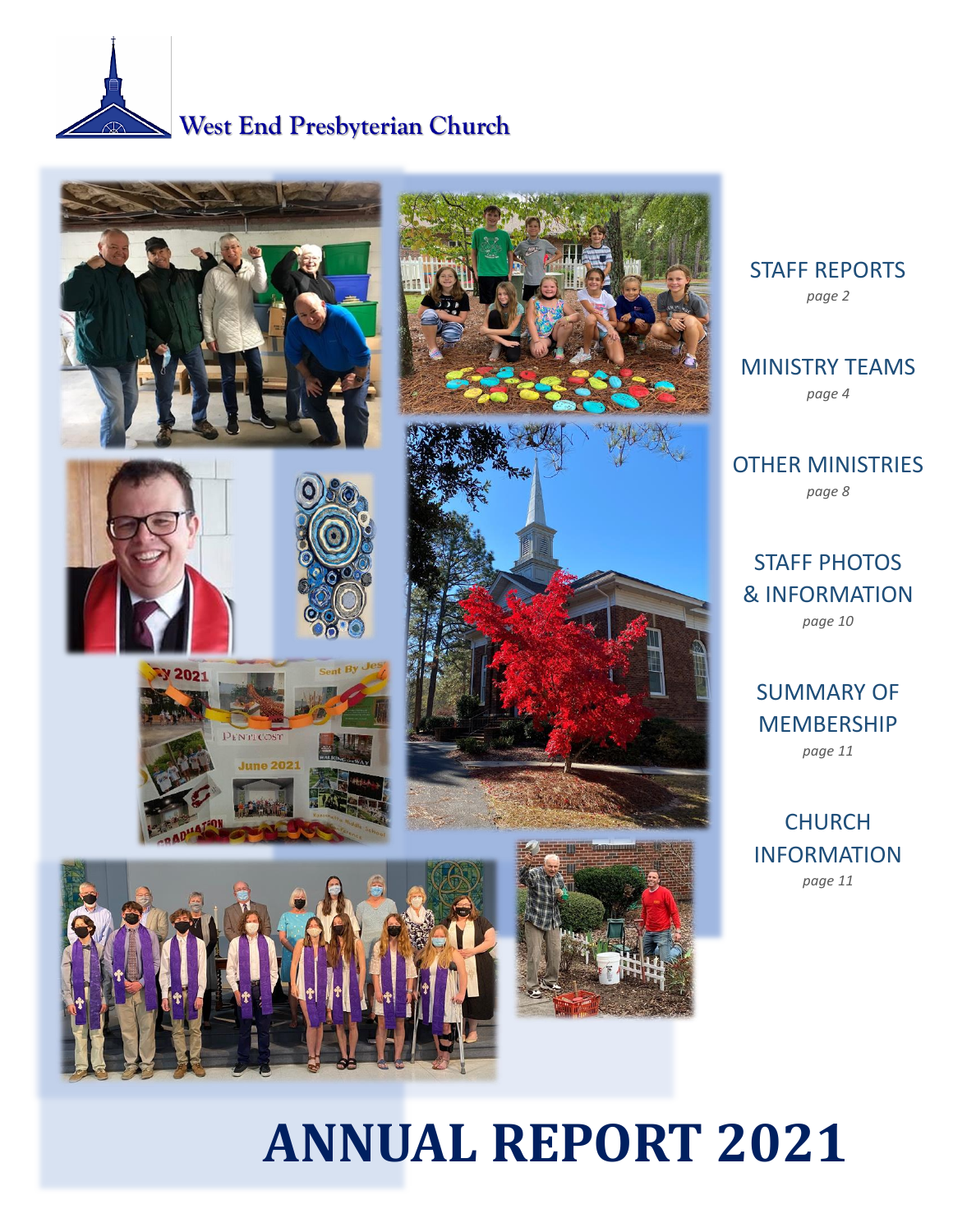West End Presbyterian Church

STAFF REPORTS
*page 2*

MINISTRY TEAMS
*page 4*

OTHER MINISTRIES
*page 8*

STAFF PHOTOS & INFORMATION
*page 10*

SUMMARY OF MEMBERSHIP
*page 11*

CHURCH INFORMATION
*page 11*

# ANNUAL REPORT 2021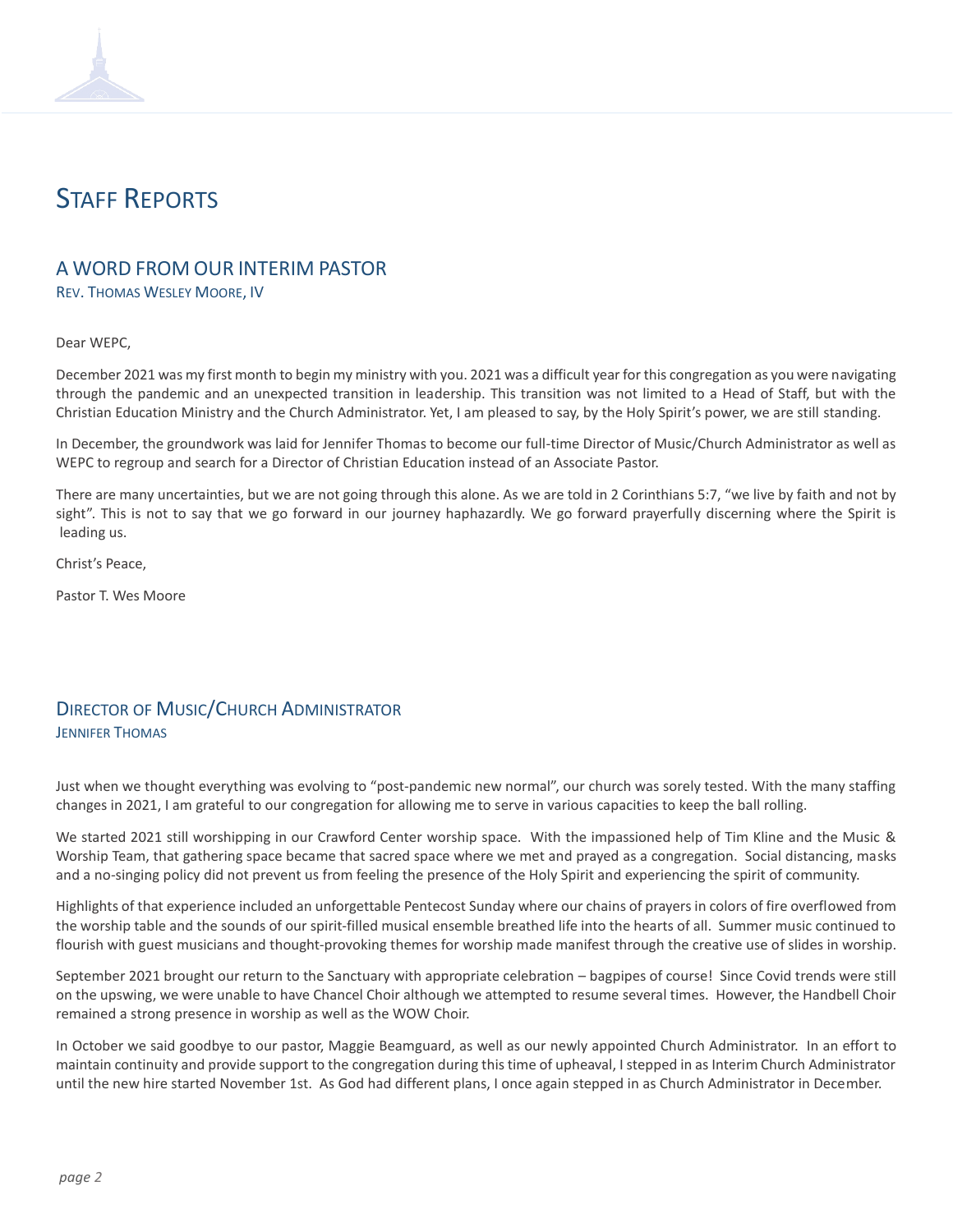# Staff Reports

## A Word From Our Interim Pastor

Rev. Thomas Wesley Moore, IV

Dear WEPC,

December 2021 was my first month to begin my ministry with you. 2021 was a difficult year for this congregation as you were navigating through the pandemic and an unexpected transition in leadership. This transition was not limited to a Head of Staff, but with the Christian Education Ministry and the Church Administrator. Yet, I am pleased to say, by the Holy Spirit's power, we are still standing.

In December, the groundwork was laid for Jennifer Thomas to become our full-time Director of Music/Church Administrator as well as WEPC to regroup and search for a Director of Christian Education instead of an Associate Pastor.

There are many uncertainties, but we are not going through this alone. As we are told in 2 Corinthians 5:7, "we live by faith and not by sight". This is not to say that we go forward in our journey haphazardly. We go forward prayerfully discerning where the Spirit is leading us.

Christ's Peace,

Pastor T. Wes Moore

## Director of Music/Church Administrator

Jennifer Thomas

Just when we thought everything was evolving to "post-pandemic new normal", our church was sorely tested. With the many staffing changes in 2021, I am grateful to our congregation for allowing me to serve in various capacities to keep the ball rolling.

We started 2021 still worshipping in our Crawford Center worship space. With the impassioned help of Tim Kline and the Music & Worship Team, that gathering space became that sacred space where we met and prayed as a congregation. Social distancing, masks and a no-singing policy did not prevent us from feeling the presence of the Holy Spirit and experiencing the spirit of community.

Highlights of that experience included an unforgettable Pentecost Sunday where our chains of prayers in colors of fire overflowed from the worship table and the sounds of our spirit-filled musical ensemble breathed life into the hearts of all. Summer music continued to flourish with guest musicians and thought-provoking themes for worship made manifest through the creative use of slides in worship.

September 2021 brought our return to the Sanctuary with appropriate celebration – bagpipes of course! Since Covid trends were still on the upswing, we were unable to have Chancel Choir although we attempted to resume several times. However, the Handbell Choir remained a strong presence in worship as well as the WOW Choir.

In October we said goodbye to our pastor, Maggie Beamguard, as well as our newly appointed Church Administrator. In an effort to maintain continuity and provide support to the congregation during this time of upheaval, I stepped in as Interim Church Administrator until the new hire started November 1st. As God had different plans, I once again stepped in as Church Administrator in December.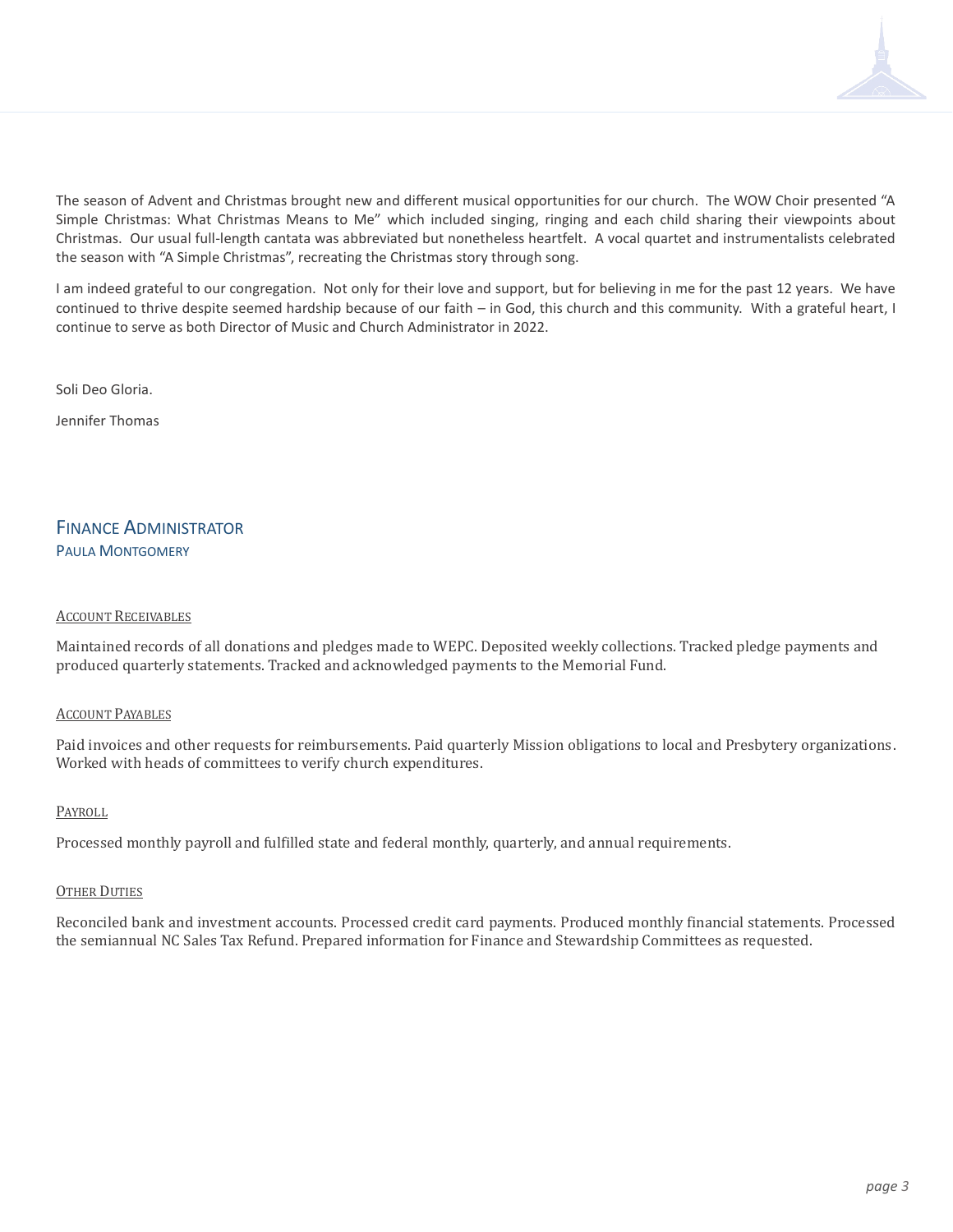The season of Advent and Christmas brought new and different musical opportunities for our church. The WOW Choir presented "A Simple Christmas: What Christmas Means to Me" which included singing, ringing and each child sharing their viewpoints about Christmas. Our usual full-length cantata was abbreviated but nonetheless heartfelt. A vocal quartet and instrumentalists celebrated the season with "A Simple Christmas", recreating the Christmas story through song.

I am indeed grateful to our congregation. Not only for their love and support, but for believing in me for the past 12 years. We have continued to thrive despite seemed hardship because of our faith – in God, this church and this community. With a grateful heart, I continue to serve as both Director of Music and Church Administrator in 2022.

Soli Deo Gloria.

Jennifer Thomas

## Finance Administrator

Paula Montgomery

#### Account Receivables

Maintained records of all donations and pledges made to WEPC. Deposited weekly collections. Tracked pledge payments and produced quarterly statements. Tracked and acknowledged payments to the Memorial Fund.

#### Account Payables

Paid invoices and other requests for reimbursements. Paid quarterly Mission obligations to local and Presbytery organizations. Worked with heads of committees to verify church expenditures.

#### Payroll

Processed monthly payroll and fulfilled state and federal monthly, quarterly, and annual requirements.

#### Other Duties

Reconciled bank and investment accounts. Processed credit card payments. Produced monthly financial statements. Processed the semiannual NC Sales Tax Refund. Prepared information for Finance and Stewardship Committees as requested.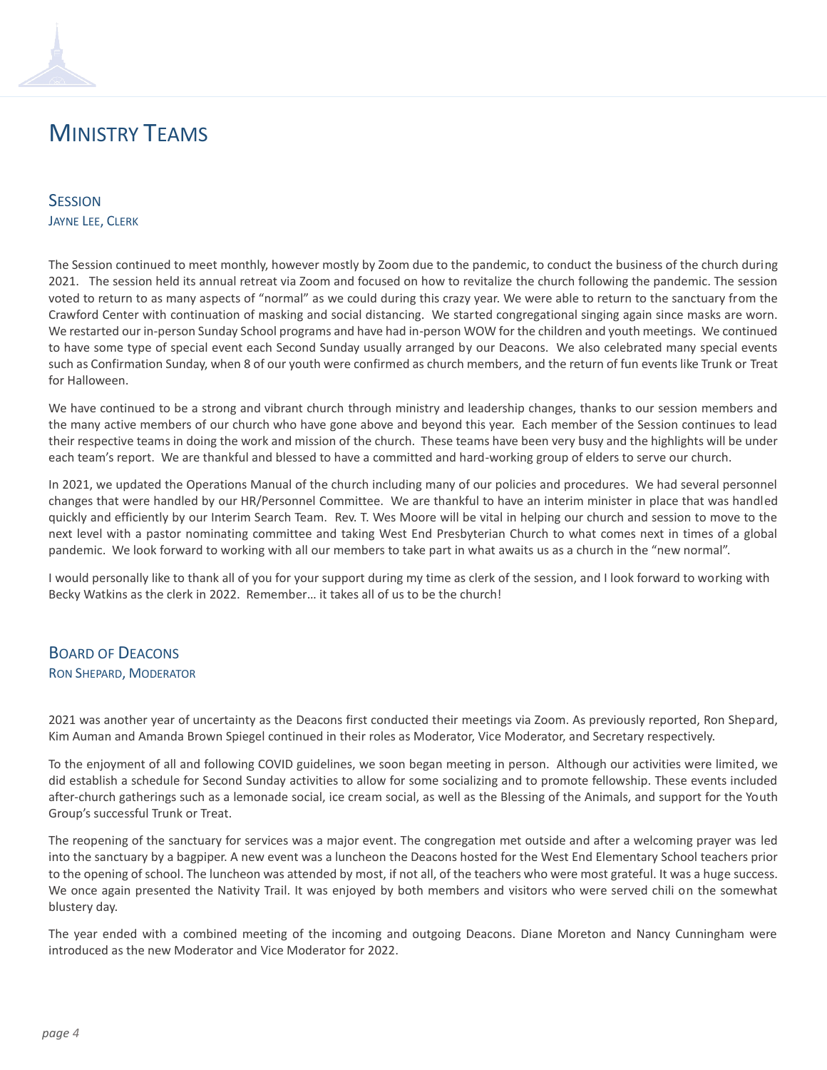# Ministry Teams

## Session

### Jayne Lee, Clerk

The Session continued to meet monthly, however mostly by Zoom due to the pandemic, to conduct the business of the church during 2021. The session held its annual retreat via Zoom and focused on how to revitalize the church following the pandemic. The session voted to return to as many aspects of "normal" as we could during this crazy year. We were able to return to the sanctuary from the Crawford Center with continuation of masking and social distancing. We started congregational singing again since masks are worn. We restarted our in-person Sunday School programs and have had in-person WOW for the children and youth meetings. We continued to have some type of special event each Second Sunday usually arranged by our Deacons. We also celebrated many special events such as Confirmation Sunday, when 8 of our youth were confirmed as church members, and the return of fun events like Trunk or Treat for Halloween.

We have continued to be a strong and vibrant church through ministry and leadership changes, thanks to our session members and the many active members of our church who have gone above and beyond this year. Each member of the Session continues to lead their respective teams in doing the work and mission of the church. These teams have been very busy and the highlights will be under each team's report. We are thankful and blessed to have a committed and hard-working group of elders to serve our church.

In 2021, we updated the Operations Manual of the church including many of our policies and procedures. We had several personnel changes that were handled by our HR/Personnel Committee. We are thankful to have an interim minister in place that was handled quickly and efficiently by our Interim Search Team. Rev. T. Wes Moore will be vital in helping our church and session to move to the next level with a pastor nominating committee and taking West End Presbyterian Church to what comes next in times of a global pandemic. We look forward to working with all our members to take part in what awaits us as a church in the "new normal".

I would personally like to thank all of you for your support during my time as clerk of the session, and I look forward to working with Becky Watkins as the clerk in 2022. Remember… it takes all of us to be the church!

## Board of Deacons

### Ron Shepard, Moderator

2021 was another year of uncertainty as the Deacons first conducted their meetings via Zoom. As previously reported, Ron Shepard, Kim Auman and Amanda Brown Spiegel continued in their roles as Moderator, Vice Moderator, and Secretary respectively.

To the enjoyment of all and following COVID guidelines, we soon began meeting in person. Although our activities were limited, we did establish a schedule for Second Sunday activities to allow for some socializing and to promote fellowship. These events included after-church gatherings such as a lemonade social, ice cream social, as well as the Blessing of the Animals, and support for the Youth Group's successful Trunk or Treat.

The reopening of the sanctuary for services was a major event. The congregation met outside and after a welcoming prayer was led into the sanctuary by a bagpiper. A new event was a luncheon the Deacons hosted for the West End Elementary School teachers prior to the opening of school. The luncheon was attended by most, if not all, of the teachers who were most grateful. It was a huge success. We once again presented the Nativity Trail. It was enjoyed by both members and visitors who were served chili on the somewhat blustery day.

The year ended with a combined meeting of the incoming and outgoing Deacons. Diane Moreton and Nancy Cunningham were introduced as the new Moderator and Vice Moderator for 2022.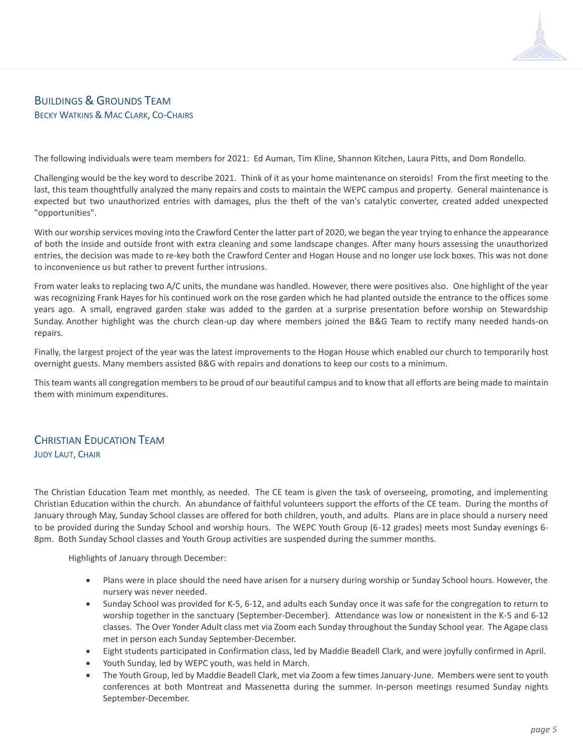## Buildings & Grounds Team

Becky Watkins & Mac Clark, Co-Chairs

The following individuals were team members for 2021: Ed Auman, Tim Kline, Shannon Kitchen, Laura Pitts, and Dom Rondello.

Challenging would be the key word to describe 2021. Think of it as your home maintenance on steroids! From the first meeting to the last, this team thoughtfully analyzed the many repairs and costs to maintain the WEPC campus and property. General maintenance is expected but two unauthorized entries with damages, plus the theft of the van's catalytic converter, created added unexpected "opportunities".

With our worship services moving into the Crawford Center the latter part of 2020, we began the year trying to enhance the appearance of both the inside and outside front with extra cleaning and some landscape changes. After many hours assessing the unauthorized entries, the decision was made to re-key both the Crawford Center and Hogan House and no longer use lock boxes. This was not done to inconvenience us but rather to prevent further intrusions.

From water leaks to replacing two A/C units, the mundane was handled. However, there were positives also. One highlight of the year was recognizing Frank Hayes for his continued work on the rose garden which he had planted outside the entrance to the offices some years ago. A small, engraved garden stake was added to the garden at a surprise presentation before worship on Stewardship Sunday. Another highlight was the church clean-up day where members joined the B&G Team to rectify many needed hands-on repairs.

Finally, the largest project of the year was the latest improvements to the Hogan House which enabled our church to temporarily host overnight guests. Many members assisted B&G with repairs and donations to keep our costs to a minimum.

This team wants all congregation members to be proud of our beautiful campus and to know that all efforts are being made to maintain them with minimum expenditures.

## Christian Education Team

Judy Laut, Chair

The Christian Education Team met monthly, as needed. The CE team is given the task of overseeing, promoting, and implementing Christian Education within the church. An abundance of faithful volunteers support the efforts of the CE team. During the months of January through May, Sunday School classes are offered for both children, youth, and adults. Plans are in place should a nursery need to be provided during the Sunday School and worship hours. The WEPC Youth Group (6-12 grades) meets most Sunday evenings 6-8pm. Both Sunday School classes and Youth Group activities are suspended during the summer months.

Highlights of January through December:

- Plans were in place should the need have arisen for a nursery during worship or Sunday School hours. However, the nursery was never needed.
- Sunday School was provided for K-5, 6-12, and adults each Sunday once it was safe for the congregation to return to worship together in the sanctuary (September-December). Attendance was low or nonexistent in the K-5 and 6-12 classes. The Over Yonder Adult class met via Zoom each Sunday throughout the Sunday School year. The Agape class met in person each Sunday September-December.
- Eight students participated in Confirmation class, led by Maddie Beadell Clark, and were joyfully confirmed in April.
- Youth Sunday, led by WEPC youth, was held in March.
- The Youth Group, led by Maddie Beadell Clark, met via Zoom a few times January-June. Members were sent to youth conferences at both Montreat and Massenetta during the summer. In-person meetings resumed Sunday nights September-December.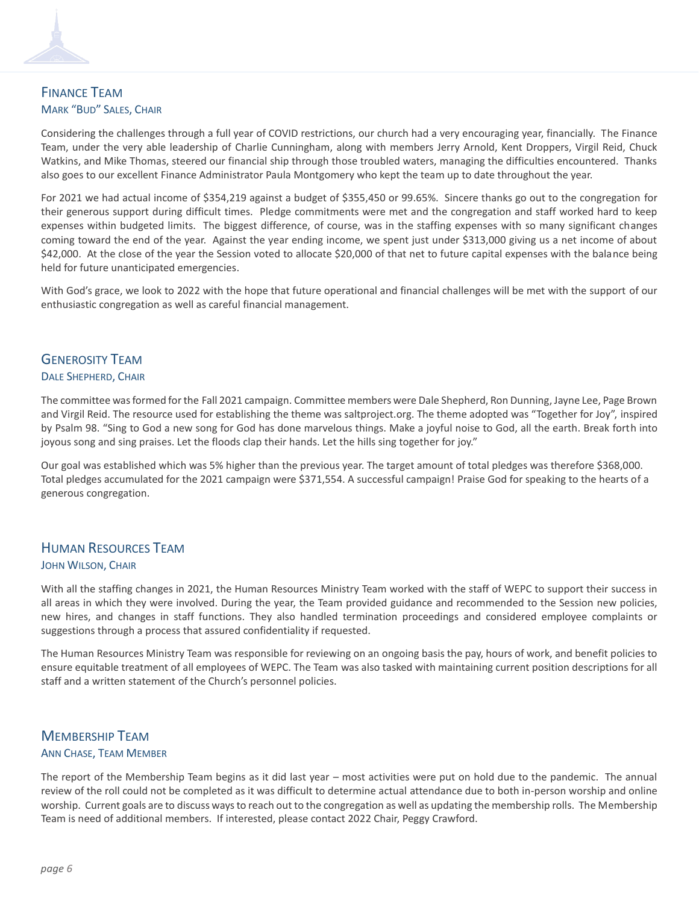## Finance Team

### Mark "Bud" Sales, Chair

Considering the challenges through a full year of COVID restrictions, our church had a very encouraging year, financially. The Finance Team, under the very able leadership of Charlie Cunningham, along with members Jerry Arnold, Kent Droppers, Virgil Reid, Chuck Watkins, and Mike Thomas, steered our financial ship through those troubled waters, managing the difficulties encountered. Thanks also goes to our excellent Finance Administrator Paula Montgomery who kept the team up to date throughout the year.

For 2021 we had actual income of $354,219 against a budget of $355,450 or 99.65%. Sincere thanks go out to the congregation for their generous support during difficult times. Pledge commitments were met and the congregation and staff worked hard to keep expenses within budgeted limits. The biggest difference, of course, was in the staffing expenses with so many significant changes coming toward the end of the year. Against the year ending income, we spent just under $313,000 giving us a net income of about $42,000. At the close of the year the Session voted to allocate $20,000 of that net to future capital expenses with the balance being held for future unanticipated emergencies.

With God's grace, we look to 2022 with the hope that future operational and financial challenges will be met with the support of our enthusiastic congregation as well as careful financial management.

## Generosity Team

### Dale Shepherd, Chair

The committee was formed for the Fall 2021 campaign. Committee members were Dale Shepherd, Ron Dunning, Jayne Lee, Page Brown and Virgil Reid. The resource used for establishing the theme was saltproject.org. The theme adopted was "Together for Joy", inspired by Psalm 98. "Sing to God a new song for God has done marvelous things. Make a joyful noise to God, all the earth. Break forth into joyous song and sing praises. Let the floods clap their hands. Let the hills sing together for joy."

Our goal was established which was 5% higher than the previous year. The target amount of total pledges was therefore $368,000. Total pledges accumulated for the 2021 campaign were $371,554. A successful campaign! Praise God for speaking to the hearts of a generous congregation.

## Human Resources Team

### John Wilson, Chair

With all the staffing changes in 2021, the Human Resources Ministry Team worked with the staff of WEPC to support their success in all areas in which they were involved. During the year, the Team provided guidance and recommended to the Session new policies, new hires, and changes in staff functions. They also handled termination proceedings and considered employee complaints or suggestions through a process that assured confidentiality if requested.

The Human Resources Ministry Team was responsible for reviewing on an ongoing basis the pay, hours of work, and benefit policies to ensure equitable treatment of all employees of WEPC. The Team was also tasked with maintaining current position descriptions for all staff and a written statement of the Church's personnel policies.

## Membership Team

### Ann Chase, Team Member

The report of the Membership Team begins as it did last year – most activities were put on hold due to the pandemic. The annual review of the roll could not be completed as it was difficult to determine actual attendance due to both in-person worship and online worship. Current goals are to discuss ways to reach out to the congregation as well as updating the membership rolls. The Membership Team is need of additional members. If interested, please contact 2022 Chair, Peggy Crawford.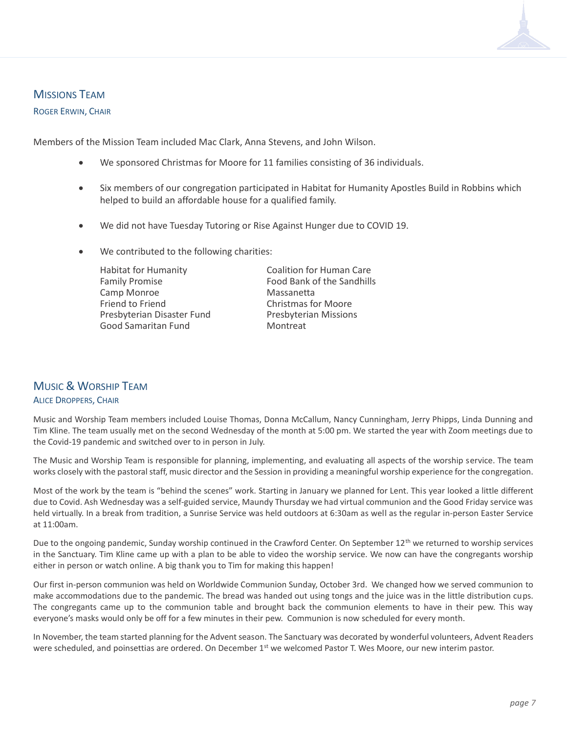## Missions Team

Roger Erwin, Chair

Members of the Mission Team included Mac Clark, Anna Stevens, and John Wilson.

- We sponsored Christmas for Moore for 11 families consisting of 36 individuals.
- Six members of our congregation participated in Habitat for Humanity Apostles Build in Robbins which helped to build an affordable house for a qualified family.
- We did not have Tuesday Tutoring or Rise Against Hunger due to COVID 19.
- We contributed to the following charities:

  Habitat for Humanity
  Family Promise
  Camp Monroe
  Friend to Friend
  Presbyterian Disaster Fund
  Good Samaritan Fund
  Coalition for Human Care
  Food Bank of the Sandhills
  Massanetta
  Christmas for Moore
  Presbyterian Missions
  Montreat

## Music & Worship Team

Alice Droppers, Chair

Music and Worship Team members included Louise Thomas, Donna McCallum, Nancy Cunningham, Jerry Phipps, Linda Dunning and Tim Kline. The team usually met on the second Wednesday of the month at 5:00 pm. We started the year with Zoom meetings due to the Covid-19 pandemic and switched over to in person in July.

The Music and Worship Team is responsible for planning, implementing, and evaluating all aspects of the worship service. The team works closely with the pastoral staff, music director and the Session in providing a meaningful worship experience for the congregation.

Most of the work by the team is "behind the scenes" work. Starting in January we planned for Lent. This year looked a little different due to Covid. Ash Wednesday was a self-guided service, Maundy Thursday we had virtual communion and the Good Friday service was held virtually. In a break from tradition, a Sunrise Service was held outdoors at 6:30am as well as the regular in-person Easter Service at 11:00am.

Due to the ongoing pandemic, Sunday worship continued in the Crawford Center. On September 12th we returned to worship services in the Sanctuary. Tim Kline came up with a plan to be able to video the worship service. We now can have the congregants worship either in person or watch online. A big thank you to Tim for making this happen!

Our first in-person communion was held on Worldwide Communion Sunday, October 3rd. We changed how we served communion to make accommodations due to the pandemic. The bread was handed out using tongs and the juice was in the little distribution cups. The congregants came up to the communion table and brought back the communion elements to have in their pew. This way everyone's masks would only be off for a few minutes in their pew. Communion is now scheduled for every month.

In November, the team started planning for the Advent season. The Sanctuary was decorated by wonderful volunteers, Advent Readers were scheduled, and poinsettias are ordered. On December 1st we welcomed Pastor T. Wes Moore, our new interim pastor.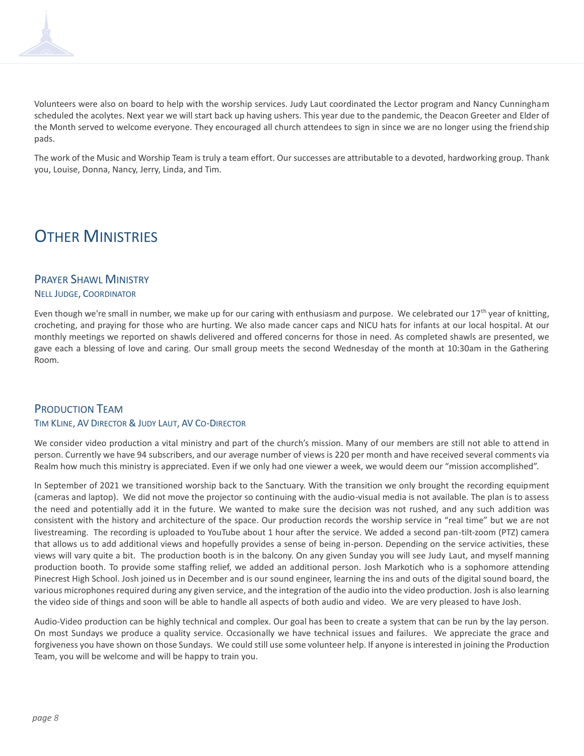Volunteers were also on board to help with the worship services. Judy Laut coordinated the Lector program and Nancy Cunningham scheduled the acolytes. Next year we will start back up having ushers. This year due to the pandemic, the Deacon Greeter and Elder of the Month served to welcome everyone. They encouraged all church attendees to sign in since we are no longer using the friendship pads.

The work of the Music and Worship Team is truly a team effort. Our successes are attributable to a devoted, hardworking group. Thank you, Louise, Donna, Nancy, Jerry, Linda, and Tim.

# Other Ministries

## Prayer Shawl Ministry

### Nell Judge, Coordinator

Even though we're small in number, we make up for our caring with enthusiasm and purpose. We celebrated our 17th year of knitting, crocheting, and praying for those who are hurting. We also made cancer caps and NICU hats for infants at our local hospital. At our monthly meetings we reported on shawls delivered and offered concerns for those in need. As completed shawls are presented, we gave each a blessing of love and caring. Our small group meets the second Wednesday of the month at 10:30am in the Gathering Room.

## Production Team

### Tim Kline, AV Director & Judy Laut, AV Co-Director

We consider video production a vital ministry and part of the church's mission. Many of our members are still not able to attend in person. Currently we have 94 subscribers, and our average number of views is 220 per month and have received several comments via Realm how much this ministry is appreciated. Even if we only had one viewer a week, we would deem our "mission accomplished".

In September of 2021 we transitioned worship back to the Sanctuary. With the transition we only brought the recording equipment (cameras and laptop). We did not move the projector so continuing with the audio-visual media is not available. The plan is to assess the need and potentially add it in the future. We wanted to make sure the decision was not rushed, and any such addition was consistent with the history and architecture of the space. Our production records the worship service in "real time" but we are not livestreaming. The recording is uploaded to YouTube about 1 hour after the service. We added a second pan-tilt-zoom (PTZ) camera that allows us to add additional views and hopefully provides a sense of being in-person. Depending on the service activities, these views will vary quite a bit. The production booth is in the balcony. On any given Sunday you will see Judy Laut, and myself manning production booth. To provide some staffing relief, we added an additional person. Josh Markotich who is a sophomore attending Pinecrest High School. Josh joined us in December and is our sound engineer, learning the ins and outs of the digital sound board, the various microphones required during any given service, and the integration of the audio into the video production. Josh is also learning the video side of things and soon will be able to handle all aspects of both audio and video. We are very pleased to have Josh.

Audio-Video production can be highly technical and complex. Our goal has been to create a system that can be run by the lay person. On most Sundays we produce a quality service. Occasionally we have technical issues and failures. We appreciate the grace and forgiveness you have shown on those Sundays. We could still use some volunteer help. If anyone is interested in joining the Production Team, you will be welcome and will be happy to train you.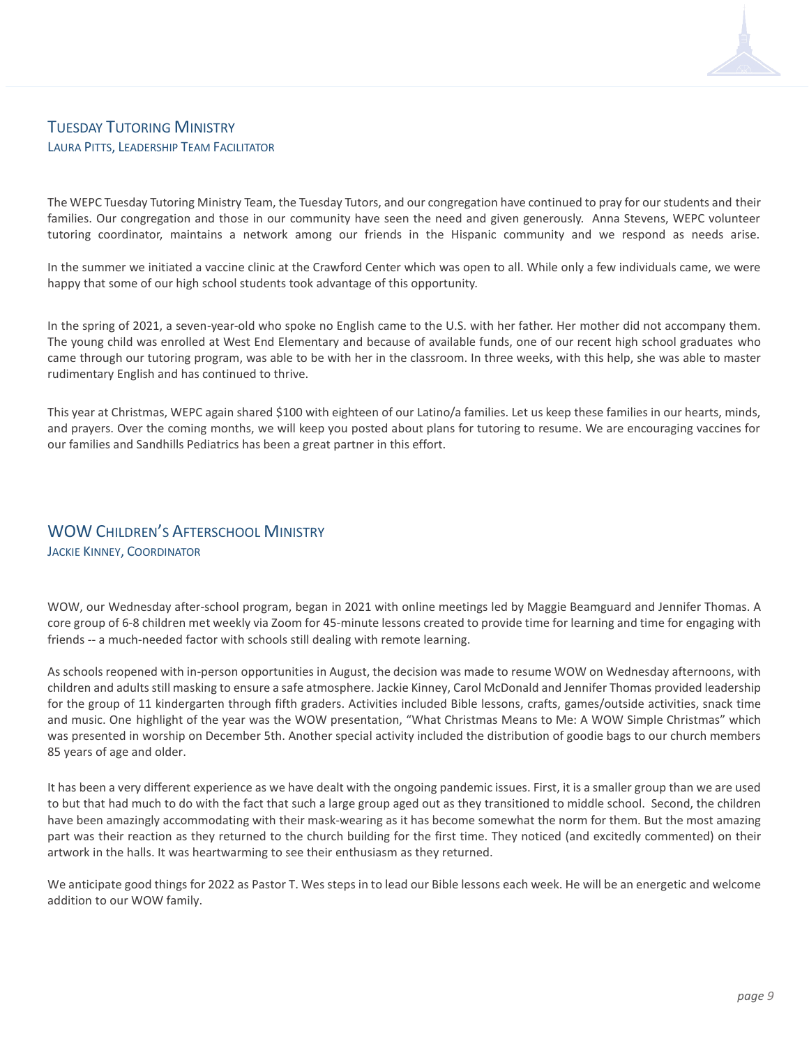## Tuesday Tutoring Ministry

### Laura Pitts, Leadership Team Facilitator

The WEPC Tuesday Tutoring Ministry Team, the Tuesday Tutors, and our congregation have continued to pray for our students and their families. Our congregation and those in our community have seen the need and given generously. Anna Stevens, WEPC volunteer tutoring coordinator, maintains a network among our friends in the Hispanic community and we respond as needs arise.

In the summer we initiated a vaccine clinic at the Crawford Center which was open to all. While only a few individuals came, we were happy that some of our high school students took advantage of this opportunity.

In the spring of 2021, a seven-year-old who spoke no English came to the U.S. with her father. Her mother did not accompany them. The young child was enrolled at West End Elementary and because of available funds, one of our recent high school graduates who came through our tutoring program, was able to be with her in the classroom. In three weeks, with this help, she was able to master rudimentary English and has continued to thrive.

This year at Christmas, WEPC again shared $100 with eighteen of our Latino/a families. Let us keep these families in our hearts, minds, and prayers. Over the coming months, we will keep you posted about plans for tutoring to resume. We are encouraging vaccines for our families and Sandhills Pediatrics has been a great partner in this effort.

## WOW Children's Afterschool Ministry

### Jackie Kinney, Coordinator

WOW, our Wednesday after-school program, began in 2021 with online meetings led by Maggie Beamguard and Jennifer Thomas. A core group of 6-8 children met weekly via Zoom for 45-minute lessons created to provide time for learning and time for engaging with friends -- a much-needed factor with schools still dealing with remote learning.

As schools reopened with in-person opportunities in August, the decision was made to resume WOW on Wednesday afternoons, with children and adults still masking to ensure a safe atmosphere. Jackie Kinney, Carol McDonald and Jennifer Thomas provided leadership for the group of 11 kindergarten through fifth graders. Activities included Bible lessons, crafts, games/outside activities, snack time and music. One highlight of the year was the WOW presentation, "What Christmas Means to Me: A WOW Simple Christmas" which was presented in worship on December 5th. Another special activity included the distribution of goodie bags to our church members 85 years of age and older.

It has been a very different experience as we have dealt with the ongoing pandemic issues. First, it is a smaller group than we are used to but that had much to do with the fact that such a large group aged out as they transitioned to middle school. Second, the children have been amazingly accommodating with their mask-wearing as it has become somewhat the norm for them. But the most amazing part was their reaction as they returned to the church building for the first time. They noticed (and excitedly commented) on their artwork in the halls. It was heartwarming to see their enthusiasm as they returned.

We anticipate good things for 2022 as Pastor T. Wes steps in to lead our Bible lessons each week. He will be an energetic and welcome addition to our WOW family.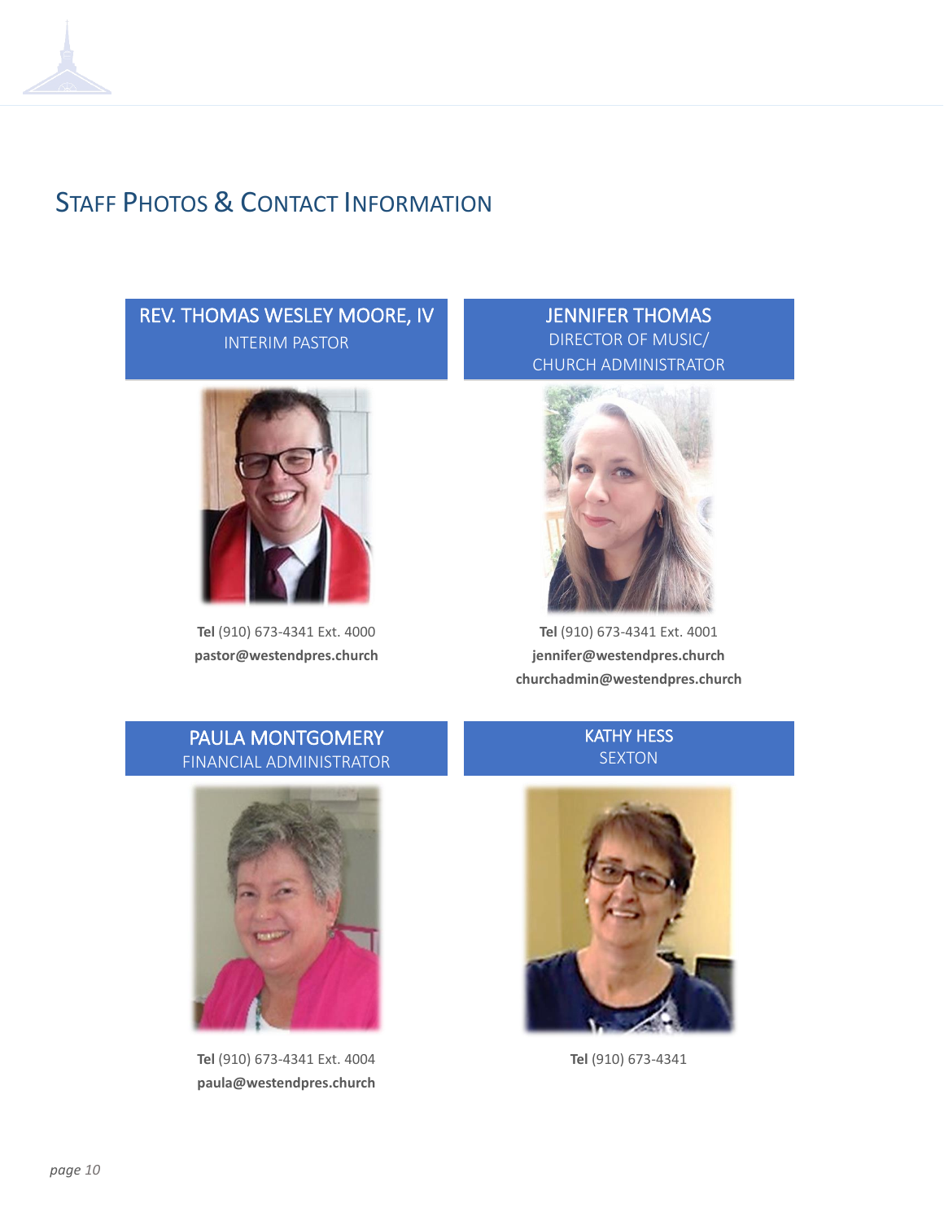# Staff Photos & Contact Information

## REV. THOMAS WESLEY MOORE, IV
INTERIM PASTOR

**Tel** (910) 673-4341 Ext. 4000
**pastor@westendpres.church**

## JENNIFER THOMAS
DIRECTOR OF MUSIC/
CHURCH ADMINISTRATOR

**Tel** (910) 673-4341 Ext. 4001
**jennifer@westendpres.church**
**churchadmin@westendpres.church**

## PAULA MONTGOMERY
FINANCIAL ADMINISTRATOR

**Tel** (910) 673-4341 Ext. 4004
**paula@westendpres.church**

## KATHY HESS
SEXTON

**Tel** (910) 673-4341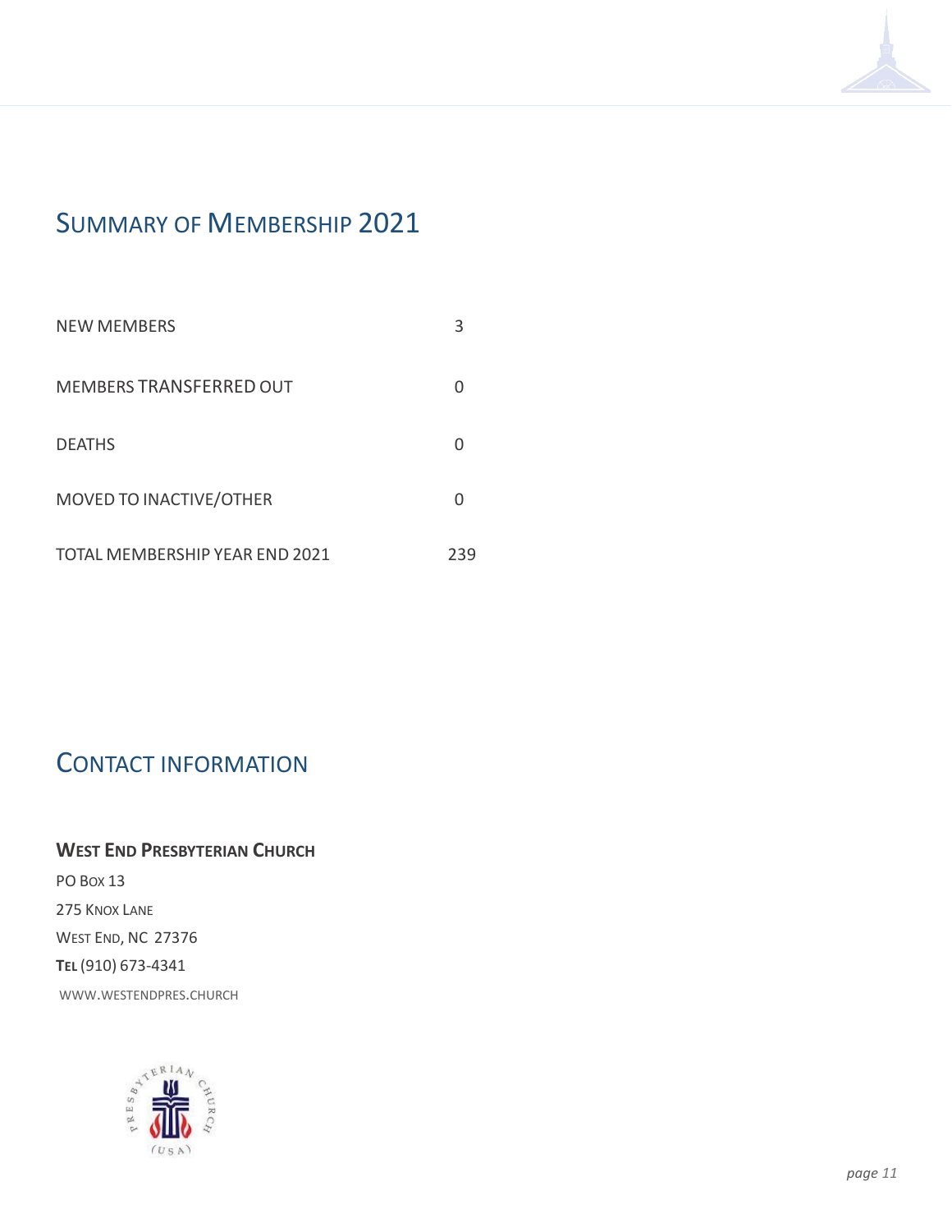## Summary of Membership 2021

| | |
|---|---|
| NEW MEMBERS | 3 |
| MEMBERS TRANSFERRED OUT | 0 |
| DEATHS | 0 |
| MOVED TO INACTIVE/OTHER | 0 |
| TOTAL MEMBERSHIP YEAR END 2021 | 239 |

## Contact Information

**West End Presbyterian Church**

PO Box 13

275 Knox Lane

West End, NC 27376

**Tel** (910) 673-4341

WWW.WESTENDPRES.CHURCH